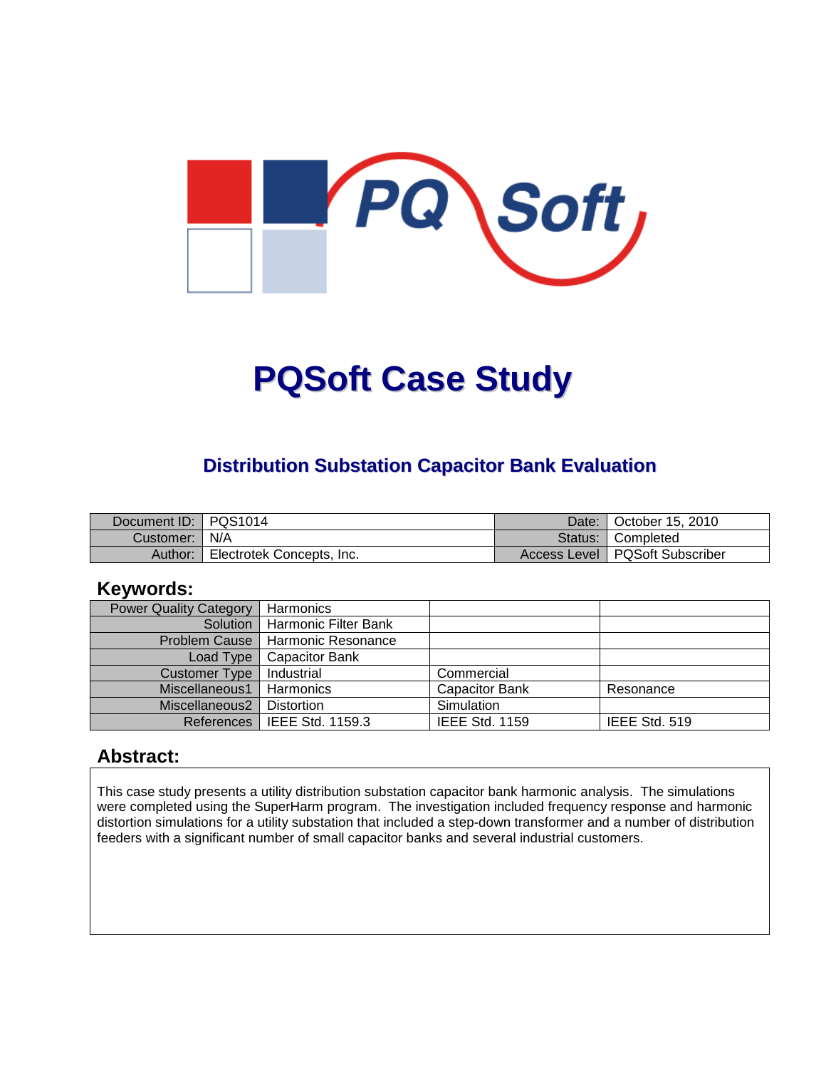# PQSoft Case Study

## Distribution Substation Capacitor Bank Evaluation

| Document ID: | PQS1014 | Date: | October 15, 2010 |
|---|---|---|---|
| Customer: | N/A | Status: | Completed |
| Author: | Electrotek Concepts, Inc. | Access Level | PQSoft Subscriber |

## Keywords:

| Power Quality Category | Harmonics | | |
|---|---|---|---|
| Solution | Harmonic Filter Bank | | |
| Problem Cause | Harmonic Resonance | | |
| Load Type | Capacitor Bank | | |
| Customer Type | Industrial | Commercial | |
| Miscellaneous1 | Harmonics | Capacitor Bank | Resonance |
| Miscellaneous2 | Distortion | Simulation | |
| References | IEEE Std. 1159.3 | IEEE Std. 1159 | IEEE Std. 519 |

## Abstract:

This case study presents a utility distribution substation capacitor bank harmonic analysis. The simulations were completed using the SuperHarm program. The investigation included frequency response and harmonic distortion simulations for a utility substation that included a step-down transformer and a number of distribution feeders with a significant number of small capacitor banks and several industrial customers.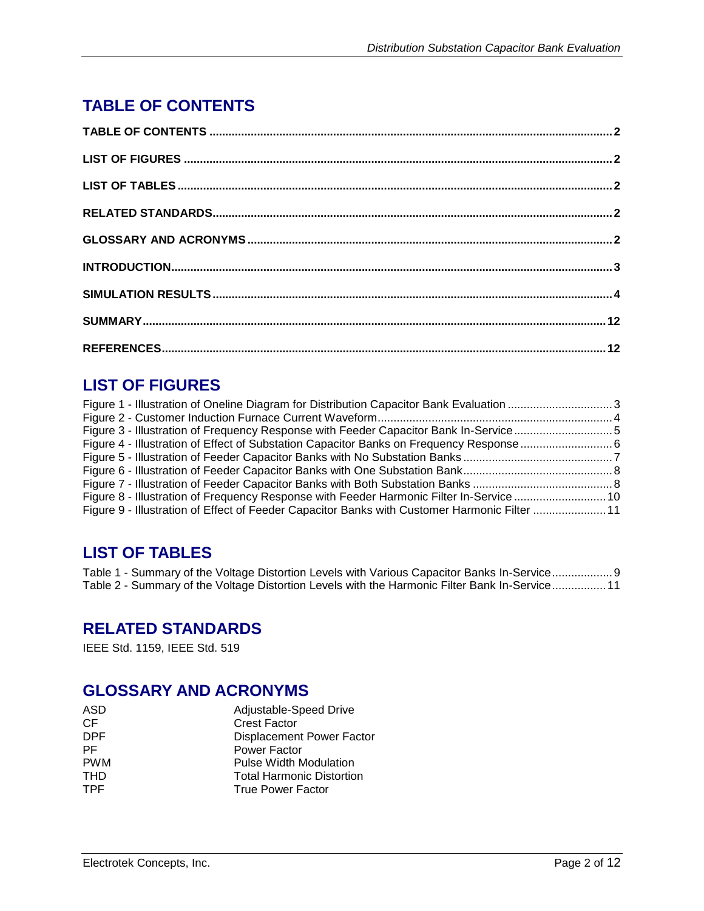## TABLE OF CONTENTS

**TABLE OF CONTENTS** .......... **2**

**LIST OF FIGURES** .......... **2**

**LIST OF TABLES** .......... **2**

**RELATED STANDARDS** .......... **2**

**GLOSSARY AND ACRONYMS** .......... **2**

**INTRODUCTION** .......... **3**

**SIMULATION RESULTS** .......... **4**

**SUMMARY** .......... **12**

**REFERENCES** .......... **12**

## LIST OF FIGURES

Figure 1 - Illustration of Oneline Diagram for Distribution Capacitor Bank Evaluation .......... 3
Figure 2 - Customer Induction Furnace Current Waveform .......... 4
Figure 3 - Illustration of Frequency Response with Feeder Capacitor Bank In-Service .......... 5
Figure 4 - Illustration of Effect of Substation Capacitor Banks on Frequency Response .......... 6
Figure 5 - Illustration of Feeder Capacitor Banks with No Substation Banks .......... 7
Figure 6 - Illustration of Feeder Capacitor Banks with One Substation Bank .......... 8
Figure 7 - Illustration of Feeder Capacitor Banks with Both Substation Banks .......... 8
Figure 8 - Illustration of Frequency Response with Feeder Harmonic Filter In-Service .......... 10
Figure 9 - Illustration of Effect of Feeder Capacitor Banks with Customer Harmonic Filter .......... 11

## LIST OF TABLES

Table 1 - Summary of the Voltage Distortion Levels with Various Capacitor Banks In-Service .......... 9
Table 2 - Summary of the Voltage Distortion Levels with the Harmonic Filter Bank In-Service .......... 11

## RELATED STANDARDS

IEEE Std. 1159, IEEE Std. 519

## GLOSSARY AND ACRONYMS

| | |
|---|---|
| ASD | Adjustable-Speed Drive |
| CF | Crest Factor |
| DPF | Displacement Power Factor |
| PF | Power Factor |
| PWM | Pulse Width Modulation |
| THD | Total Harmonic Distortion |
| TPF | True Power Factor |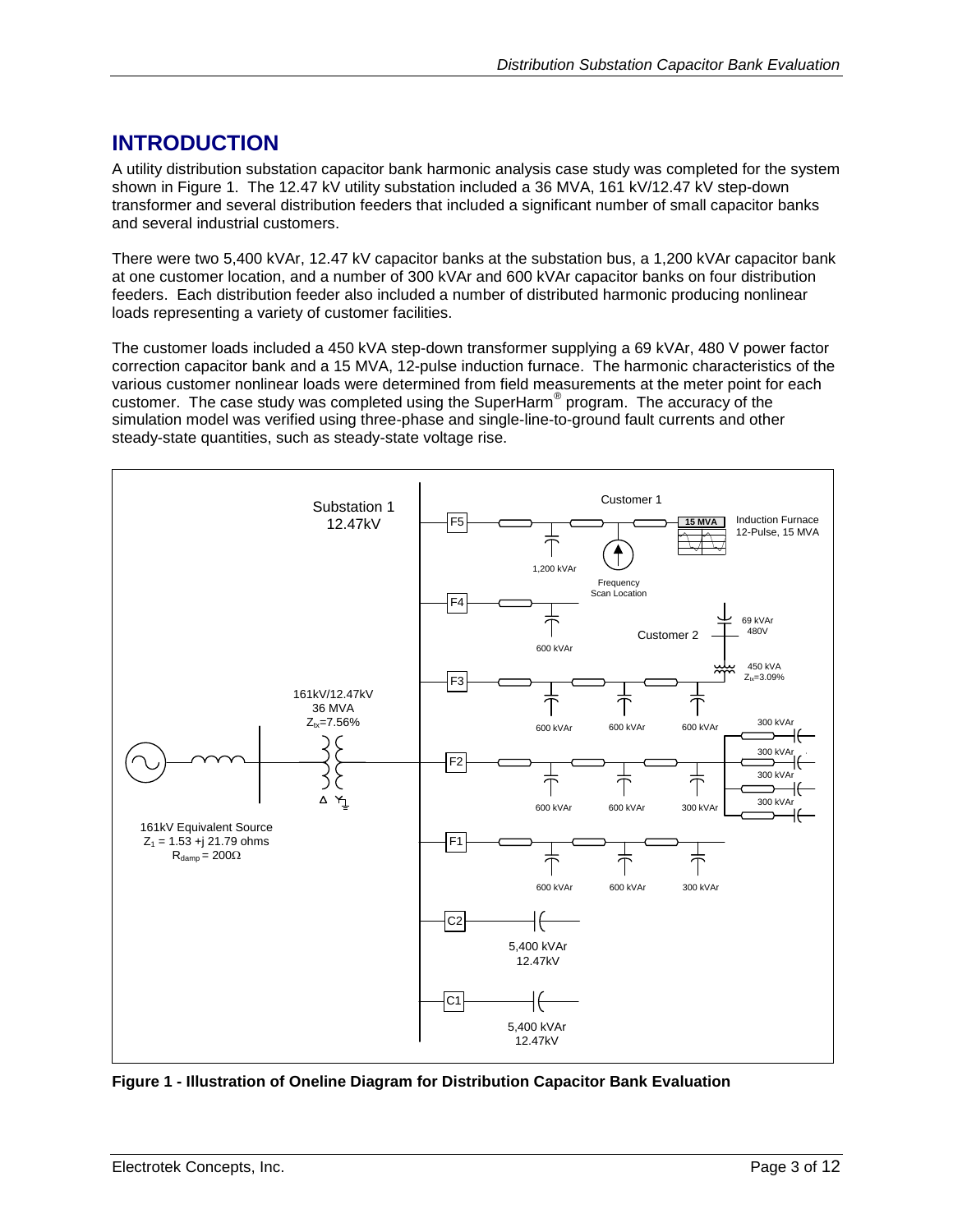# INTRODUCTION

A utility distribution substation capacitor bank harmonic analysis case study was completed for the system shown in Figure 1. The 12.47 kV utility substation included a 36 MVA, 161 kV/12.47 kV step-down transformer and several distribution feeders that included a significant number of small capacitor banks and several industrial customers.

There were two 5,400 kVAr, 12.47 kV capacitor banks at the substation bus, a 1,200 kVAr capacitor bank at one customer location, and a number of 300 kVAr and 600 kVAr capacitor banks on four distribution feeders. Each distribution feeder also included a number of distributed harmonic producing nonlinear loads representing a variety of customer facilities.

The customer loads included a 450 kVA step-down transformer supplying a 69 kVAr, 480 V power factor correction capacitor bank and a 15 MVA, 12-pulse induction furnace. The harmonic characteristics of the various customer nonlinear loads were determined from field measurements at the meter point for each customer. The case study was completed using the SuperHarm® program. The accuracy of the simulation model was verified using three-phase and single-line-to-ground fault currents and other steady-state quantities, such as steady-state voltage rise.

**Figure 1 - Illustration of Oneline Diagram for Distribution Capacitor Bank Evaluation**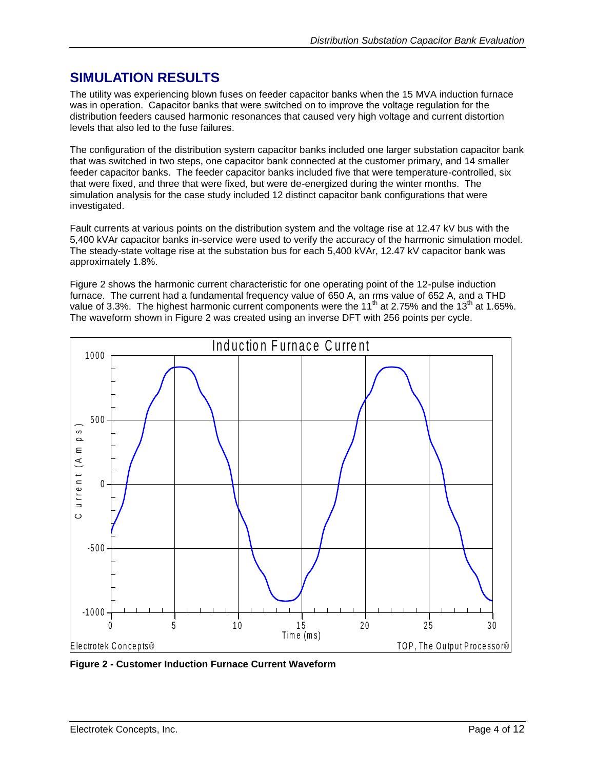## SIMULATION RESULTS

The utility was experiencing blown fuses on feeder capacitor banks when the 15 MVA induction furnace was in operation. Capacitor banks that were switched on to improve the voltage regulation for the distribution feeders caused harmonic resonances that caused very high voltage and current distortion levels that also led to the fuse failures.

The configuration of the distribution system capacitor banks included one larger substation capacitor bank that was switched in two steps, one capacitor bank connected at the customer primary, and 14 smaller feeder capacitor banks. The feeder capacitor banks included five that were temperature-controlled, six that were fixed, and three that were fixed, but were de-energized during the winter months. The simulation analysis for the case study included 12 distinct capacitor bank configurations that were investigated.

Fault currents at various points on the distribution system and the voltage rise at 12.47 kV bus with the 5,400 kVAr capacitor banks in-service were used to verify the accuracy of the harmonic simulation model. The steady-state voltage rise at the substation bus for each 5,400 kVAr, 12.47 kV capacitor bank was approximately 1.8%.

Figure 2 shows the harmonic current characteristic for one operating point of the 12-pulse induction furnace. The current had a fundamental frequency value of 650 A, an rms value of 652 A, and a THD value of 3.3%. The highest harmonic current components were the $11^{th}$ at 2.75% and the $13^{th}$ at 1.65%. The waveform shown in Figure 2 was created using an inverse DFT with 256 points per cycle.

**Figure 2 - Customer Induction Furnace Current Waveform**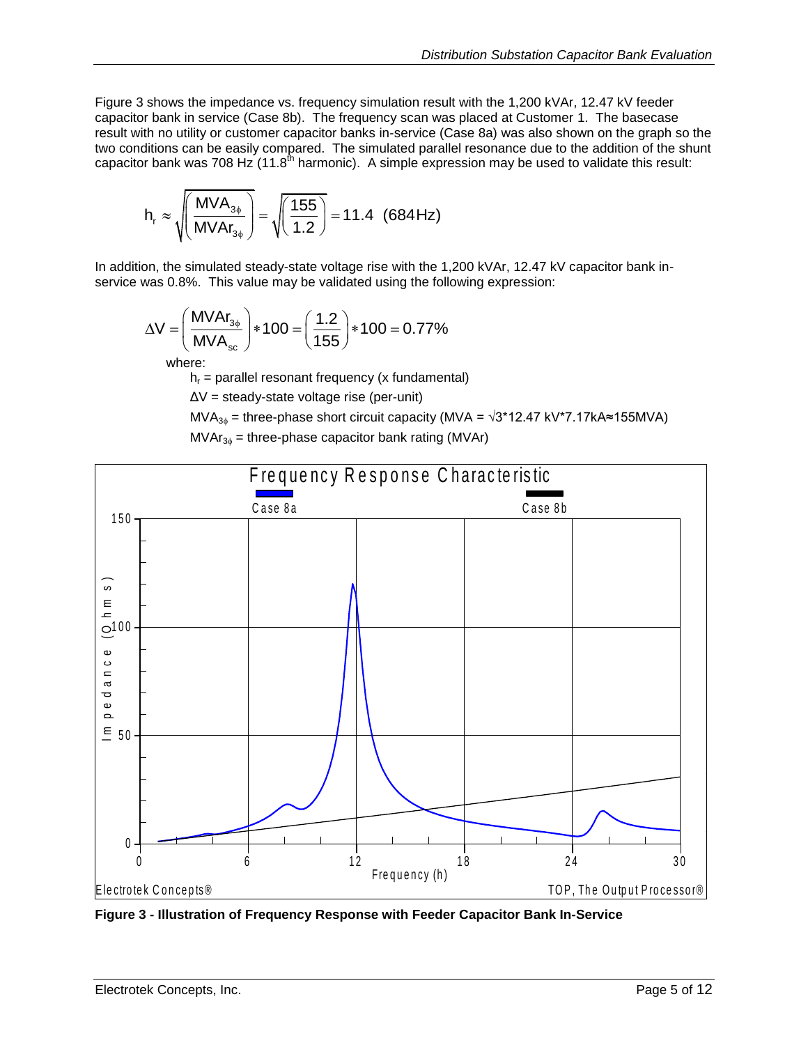Figure 3 shows the impedance vs. frequency simulation result with the 1,200 kVAr, 12.47 kV feeder capacitor bank in service (Case 8b). The frequency scan was placed at Customer 1. The basecase result with no utility or customer capacitor banks in-service (Case 8a) was also shown on the graph so the two conditions can be easily compared. The simulated parallel resonance due to the addition of the shunt capacitor bank was 708 Hz (11.8th harmonic). A simple expression may be used to validate this result:

$$h_r \approx \sqrt{\left(\frac{MVA_{3\phi}}{MVAr_{3\phi}}\right)} = \sqrt{\left(\frac{155}{1.2}\right)} = 11.4 \ \ (684\,\text{Hz})$$

In addition, the simulated steady-state voltage rise with the 1,200 kVAr, 12.47 kV capacitor bank in-service was 0.8%. This value may be validated using the following expression:

$$\Delta V = \left(\frac{MVAr_{3\phi}}{MVA_{sc}}\right) * 100 = \left(\frac{1.2}{155}\right) * 100 = 0.77\%$$

where:

$h_r$ = parallel resonant frequency (x fundamental)

$\Delta V$ = steady-state voltage rise (per-unit)

$MVA_{3\phi}$ = three-phase short circuit capacity ($MVA = \sqrt{3} * 12.47\text{ kV} * 7.17\text{kA} \approx 155\text{MVA}$)

$MVAr_{3\phi}$ = three-phase capacitor bank rating (MVAr)

**Figure 3 - Illustration of Frequency Response with Feeder Capacitor Bank In-Service**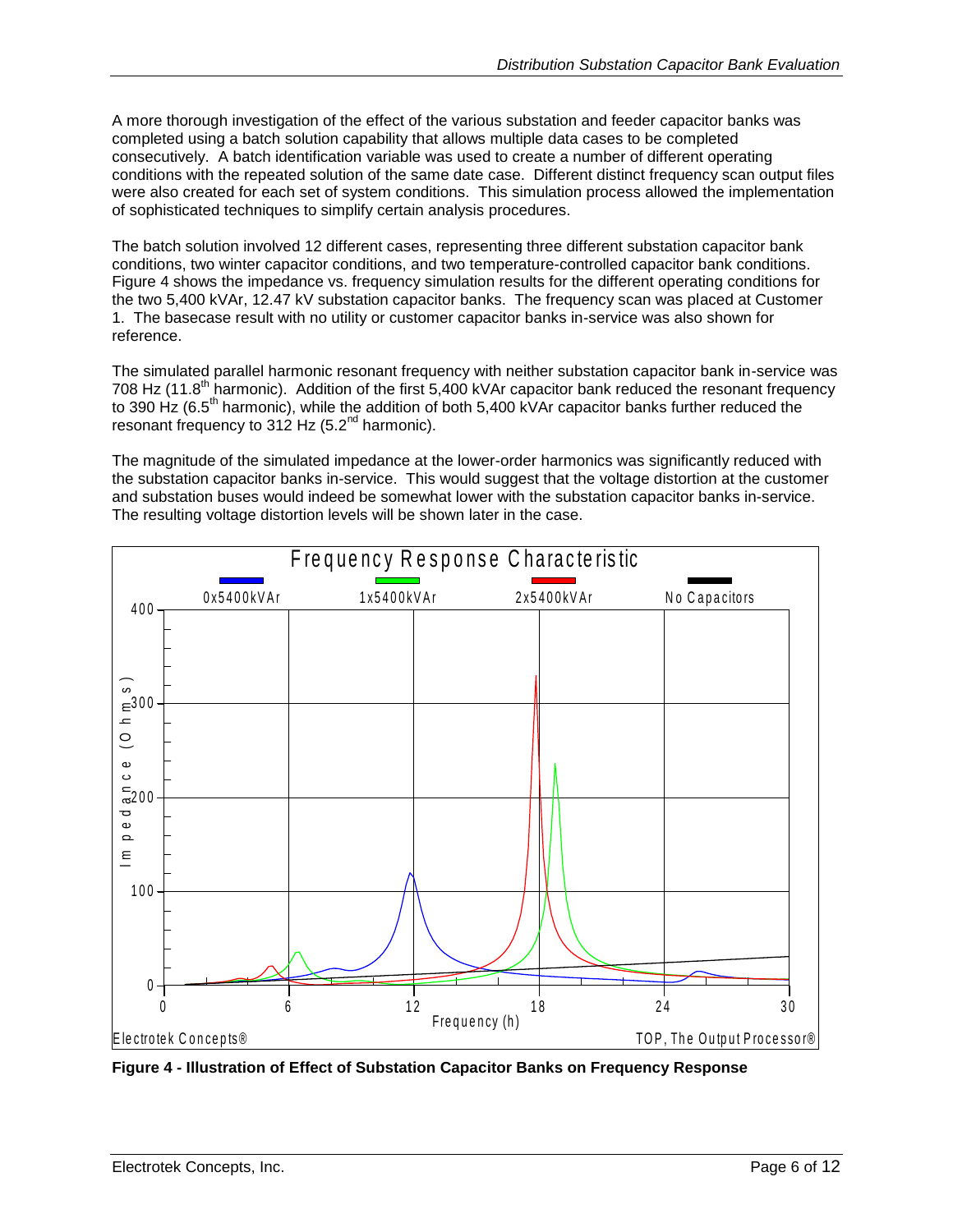A more thorough investigation of the effect of the various substation and feeder capacitor banks was completed using a batch solution capability that allows multiple data cases to be completed consecutively. A batch identification variable was used to create a number of different operating conditions with the repeated solution of the same date case. Different distinct frequency scan output files were also created for each set of system conditions. This simulation process allowed the implementation of sophisticated techniques to simplify certain analysis procedures.

The batch solution involved 12 different cases, representing three different substation capacitor bank conditions, two winter capacitor conditions, and two temperature-controlled capacitor bank conditions. Figure 4 shows the impedance vs. frequency simulation results for the different operating conditions for the two 5,400 kVAr, 12.47 kV substation capacitor banks. The frequency scan was placed at Customer 1. The basecase result with no utility or customer capacitor banks in-service was also shown for reference.

The simulated parallel harmonic resonant frequency with neither substation capacitor bank in-service was 708 Hz (11.8th harmonic). Addition of the first 5,400 kVAr capacitor bank reduced the resonant frequency to 390 Hz (6.5th harmonic), while the addition of both 5,400 kVAr capacitor banks further reduced the resonant frequency to 312 Hz (5.2nd harmonic).

The magnitude of the simulated impedance at the lower-order harmonics was significantly reduced with the substation capacitor banks in-service. This would suggest that the voltage distortion at the customer and substation buses would indeed be somewhat lower with the substation capacitor banks in-service. The resulting voltage distortion levels will be shown later in the case.

**Figure 4 - Illustration of Effect of Substation Capacitor Banks on Frequency Response**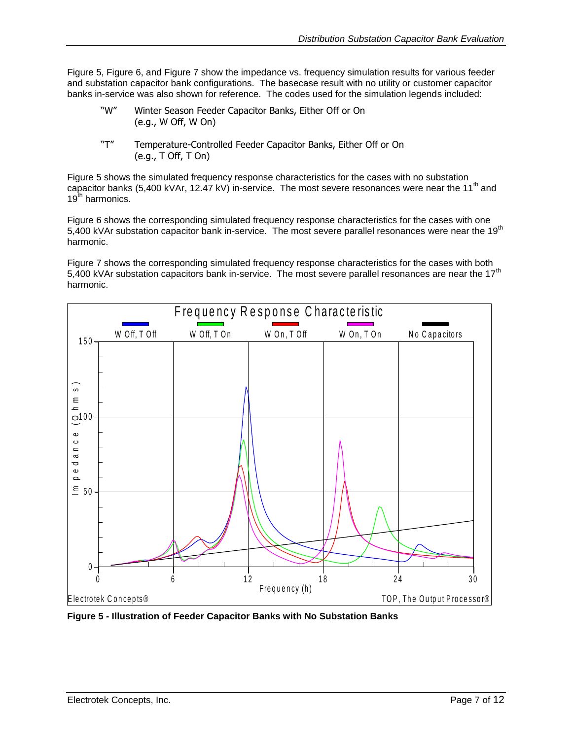Figure 5, Figure 6, and Figure 7 show the impedance vs. frequency simulation results for various feeder and substation capacitor bank configurations. The basecase result with no utility or customer capacitor banks in-service was also shown for reference. The codes used for the simulation legends included:

- "W" Winter Season Feeder Capacitor Banks, Either Off or On (e.g., W Off, W On)
- "T" Temperature-Controlled Feeder Capacitor Banks, Either Off or On (e.g., T Off, T On)

Figure 5 shows the simulated frequency response characteristics for the cases with no substation capacitor banks (5,400 kVAr, 12.47 kV) in-service. The most severe resonances were near the 11th and 19th harmonics.

Figure 6 shows the corresponding simulated frequency response characteristics for the cases with one 5,400 kVAr substation capacitor bank in-service. The most severe parallel resonances were near the 19th harmonic.

Figure 7 shows the corresponding simulated frequency response characteristics for the cases with both 5,400 kVAr substation capacitors bank in-service. The most severe parallel resonances are near the 17th harmonic.

**Figure 5 - Illustration of Feeder Capacitor Banks with No Substation Banks**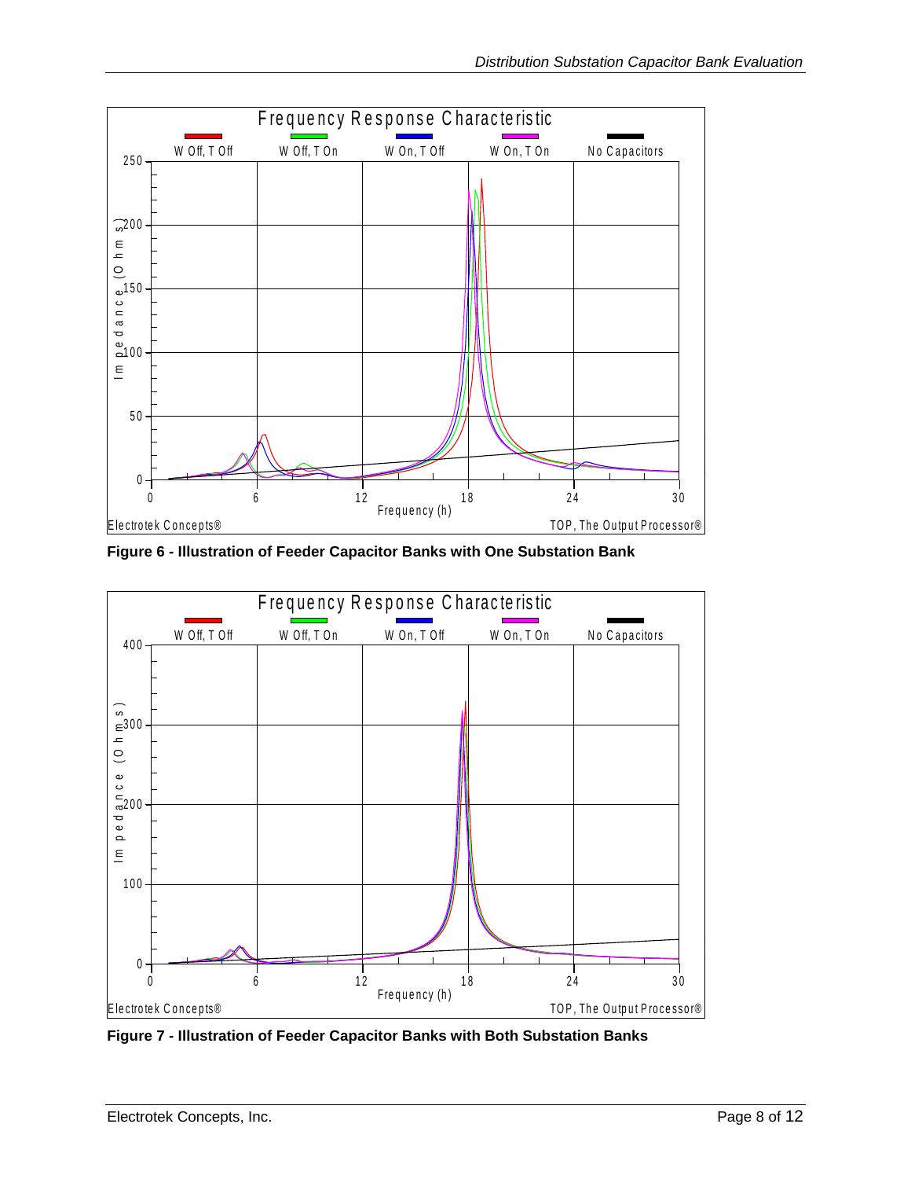**Figure 6 - Illustration of Feeder Capacitor Banks with One Substation Bank**

**Figure 7 - Illustration of Feeder Capacitor Banks with Both Substation Banks**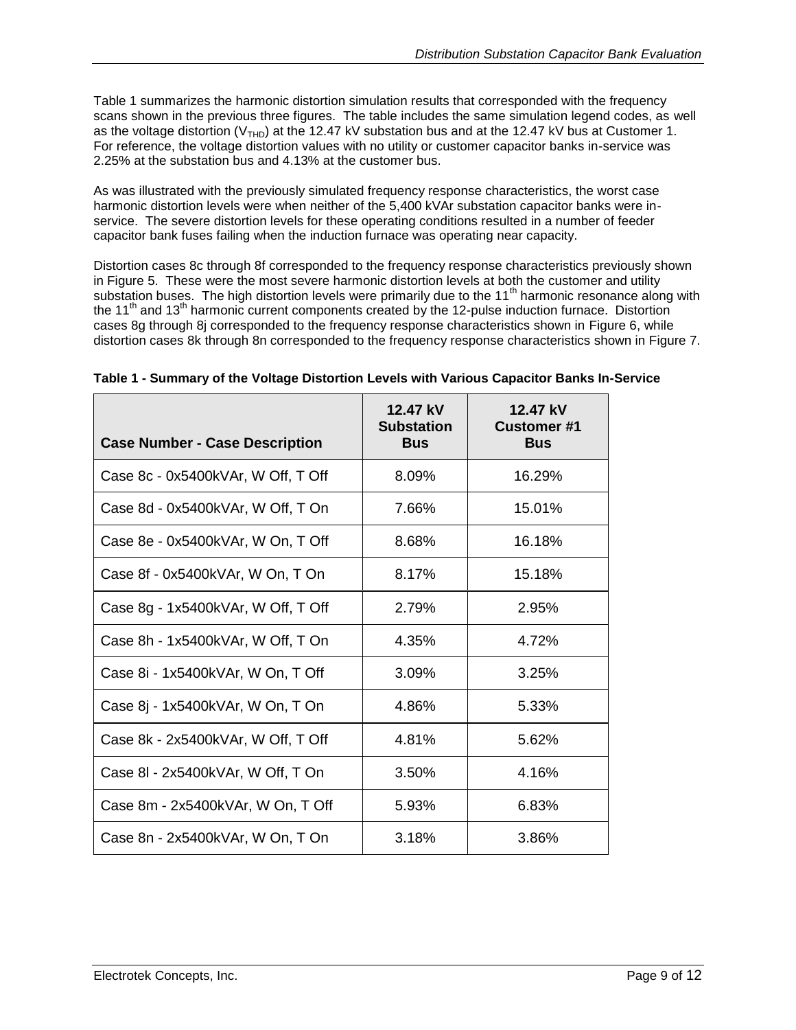Table 1 summarizes the harmonic distortion simulation results that corresponded with the frequency scans shown in the previous three figures. The table includes the same simulation legend codes, as well as the voltage distortion ($V_{THD}$) at the 12.47 kV substation bus and at the 12.47 kV bus at Customer 1. For reference, the voltage distortion values with no utility or customer capacitor banks in-service was 2.25% at the substation bus and 4.13% at the customer bus.

As was illustrated with the previously simulated frequency response characteristics, the worst case harmonic distortion levels were when neither of the 5,400 kVAr substation capacitor banks were in-service. The severe distortion levels for these operating conditions resulted in a number of feeder capacitor bank fuses failing when the induction furnace was operating near capacity.

Distortion cases 8c through 8f corresponded to the frequency response characteristics previously shown in Figure 5. These were the most severe harmonic distortion levels at both the customer and utility substation buses. The high distortion levels were primarily due to the $11^{th}$ harmonic resonance along with the $11^{th}$ and $13^{th}$ harmonic current components created by the 12-pulse induction furnace. Distortion cases 8g through 8j corresponded to the frequency response characteristics shown in Figure 6, while distortion cases 8k through 8n corresponded to the frequency response characteristics shown in Figure 7.

**Table 1 - Summary of the Voltage Distortion Levels with Various Capacitor Banks In-Service**

| Case Number - Case Description | 12.47 kV Substation Bus | 12.47 kV Customer #1 Bus |
|---|---|---|
| Case 8c - 0x5400kVAr, W Off, T Off | 8.09% | 16.29% |
| Case 8d - 0x5400kVAr, W Off, T On | 7.66% | 15.01% |
| Case 8e - 0x5400kVAr, W On, T Off | 8.68% | 16.18% |
| Case 8f - 0x5400kVAr, W On, T On | 8.17% | 15.18% |
| Case 8g - 1x5400kVAr, W Off, T Off | 2.79% | 2.95% |
| Case 8h - 1x5400kVAr, W Off, T On | 4.35% | 4.72% |
| Case 8i - 1x5400kVAr, W On, T Off | 3.09% | 3.25% |
| Case 8j - 1x5400kVAr, W On, T On | 4.86% | 5.33% |
| Case 8k - 2x5400kVAr, W Off, T Off | 4.81% | 5.62% |
| Case 8l - 2x5400kVAr, W Off, T On | 3.50% | 4.16% |
| Case 8m - 2x5400kVAr, W On, T Off | 5.93% | 6.83% |
| Case 8n - 2x5400kVAr, W On, T On | 3.18% | 3.86% |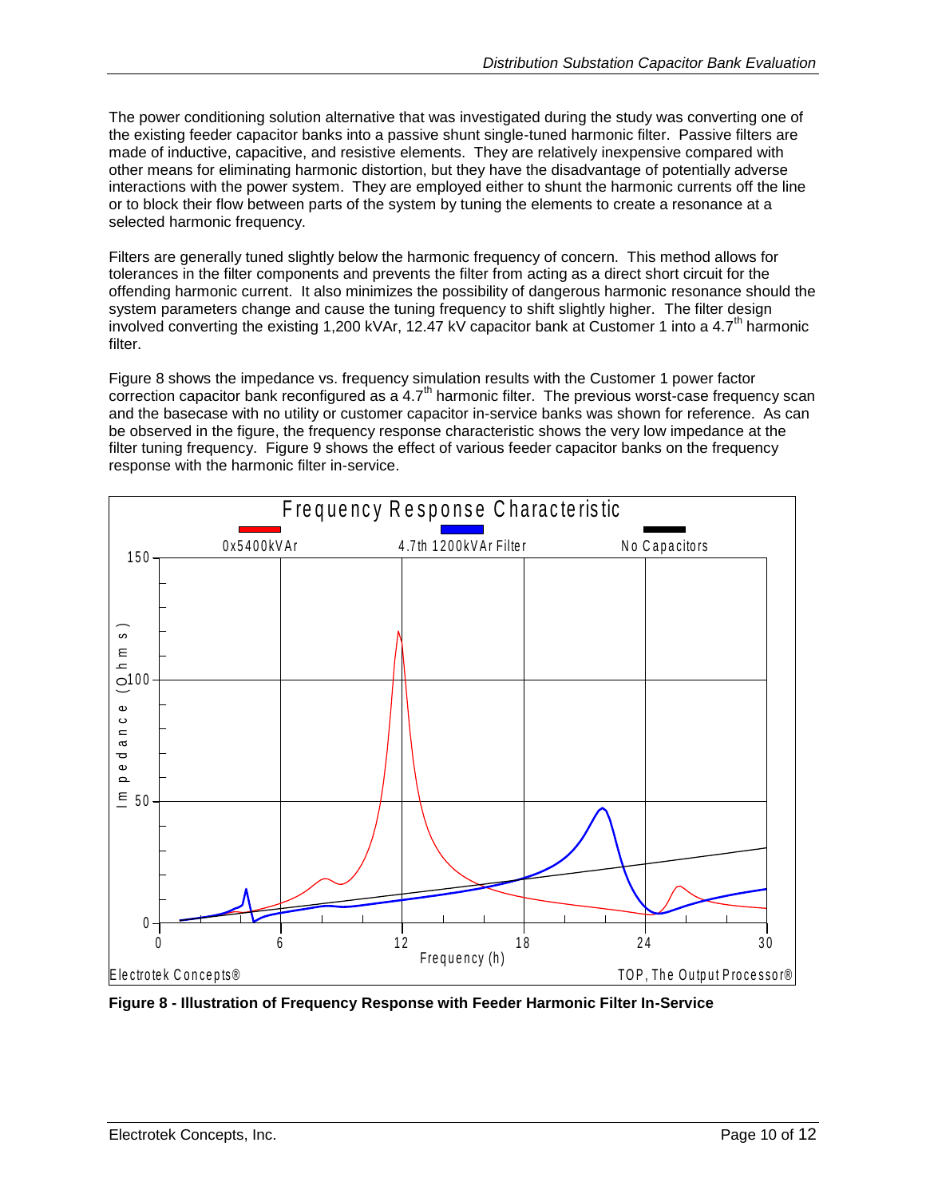The power conditioning solution alternative that was investigated during the study was converting one of the existing feeder capacitor banks into a passive shunt single-tuned harmonic filter. Passive filters are made of inductive, capacitive, and resistive elements. They are relatively inexpensive compared with other means for eliminating harmonic distortion, but they have the disadvantage of potentially adverse interactions with the power system. They are employed either to shunt the harmonic currents off the line or to block their flow between parts of the system by tuning the elements to create a resonance at a selected harmonic frequency.

Filters are generally tuned slightly below the harmonic frequency of concern. This method allows for tolerances in the filter components and prevents the filter from acting as a direct short circuit for the offending harmonic current. It also minimizes the possibility of dangerous harmonic resonance should the system parameters change and cause the tuning frequency to shift slightly higher. The filter design involved converting the existing 1,200 kVAr, 12.47 kV capacitor bank at Customer 1 into a 4.7th harmonic filter.

Figure 8 shows the impedance vs. frequency simulation results with the Customer 1 power factor correction capacitor bank reconfigured as a 4.7th harmonic filter. The previous worst-case frequency scan and the basecase with no utility or customer capacitor in-service banks was shown for reference. As can be observed in the figure, the frequency response characteristic shows the very low impedance at the filter tuning frequency. Figure 9 shows the effect of various feeder capacitor banks on the frequency response with the harmonic filter in-service.

**Figure 8 - Illustration of Frequency Response with Feeder Harmonic Filter In-Service**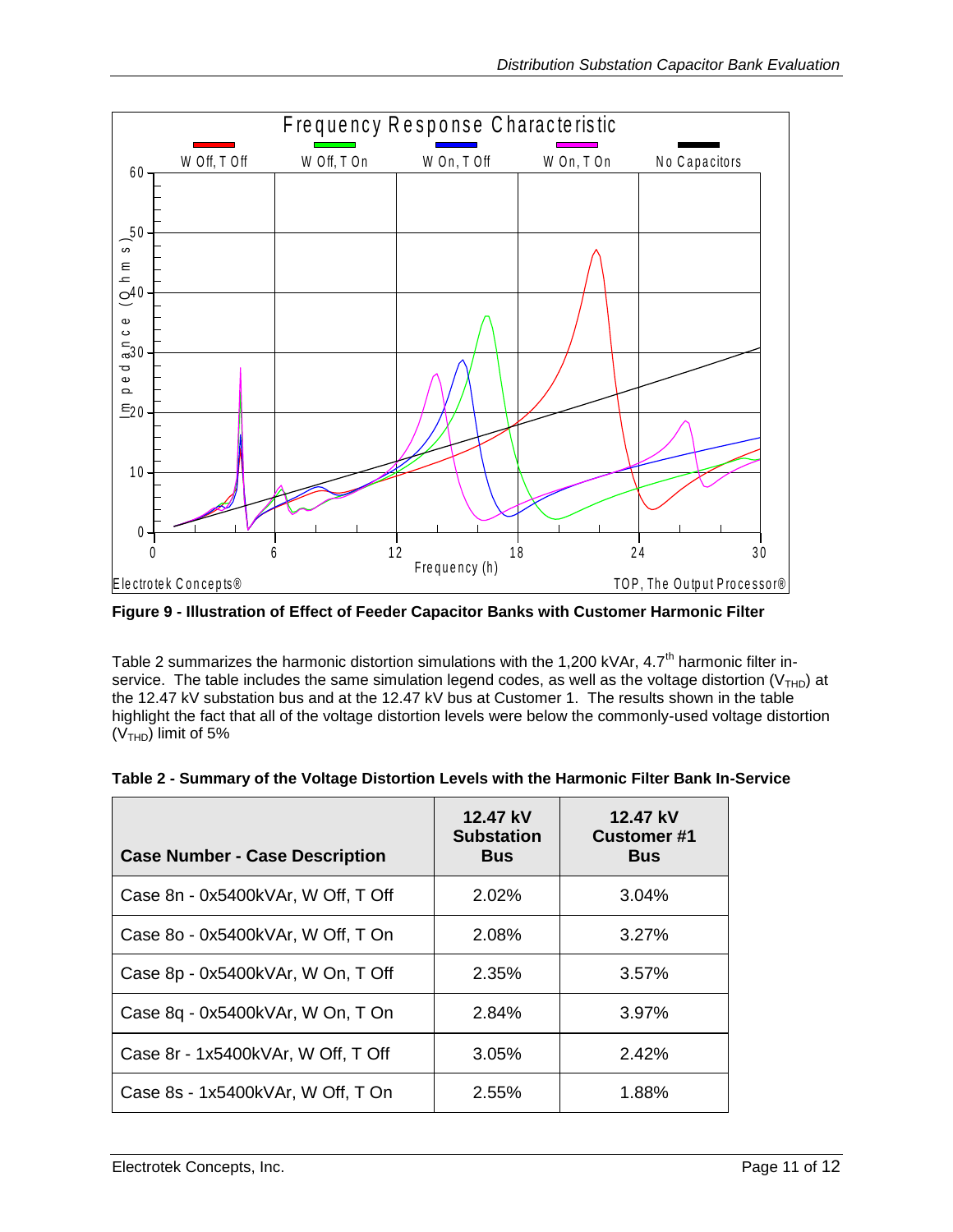Figure 9 - Illustration of Effect of Feeder Capacitor Banks with Customer Harmonic Filter

Table 2 summarizes the harmonic distortion simulations with the 1,200 kVAr, 4.7th harmonic filter in-service. The table includes the same simulation legend codes, as well as the voltage distortion ($V_{THD}$) at the 12.47 kV substation bus and at the 12.47 kV bus at Customer 1. The results shown in the table highlight the fact that all of the voltage distortion levels were below the commonly-used voltage distortion ($V_{THD}$) limit of 5%

**Table 2 - Summary of the Voltage Distortion Levels with the Harmonic Filter Bank In-Service**

| Case Number - Case Description | 12.47 kV Substation Bus | 12.47 kV Customer #1 Bus |
|---|---|---|
| Case 8n - 0x5400kVAr, W Off, T Off | 2.02% | 3.04% |
| Case 8o - 0x5400kVAr, W Off, T On | 2.08% | 3.27% |
| Case 8p - 0x5400kVAr, W On, T Off | 2.35% | 3.57% |
| Case 8q - 0x5400kVAr, W On, T On | 2.84% | 3.97% |
| Case 8r - 1x5400kVAr, W Off, T Off | 3.05% | 2.42% |
| Case 8s - 1x5400kVAr, W Off, T On | 2.55% | 1.88% |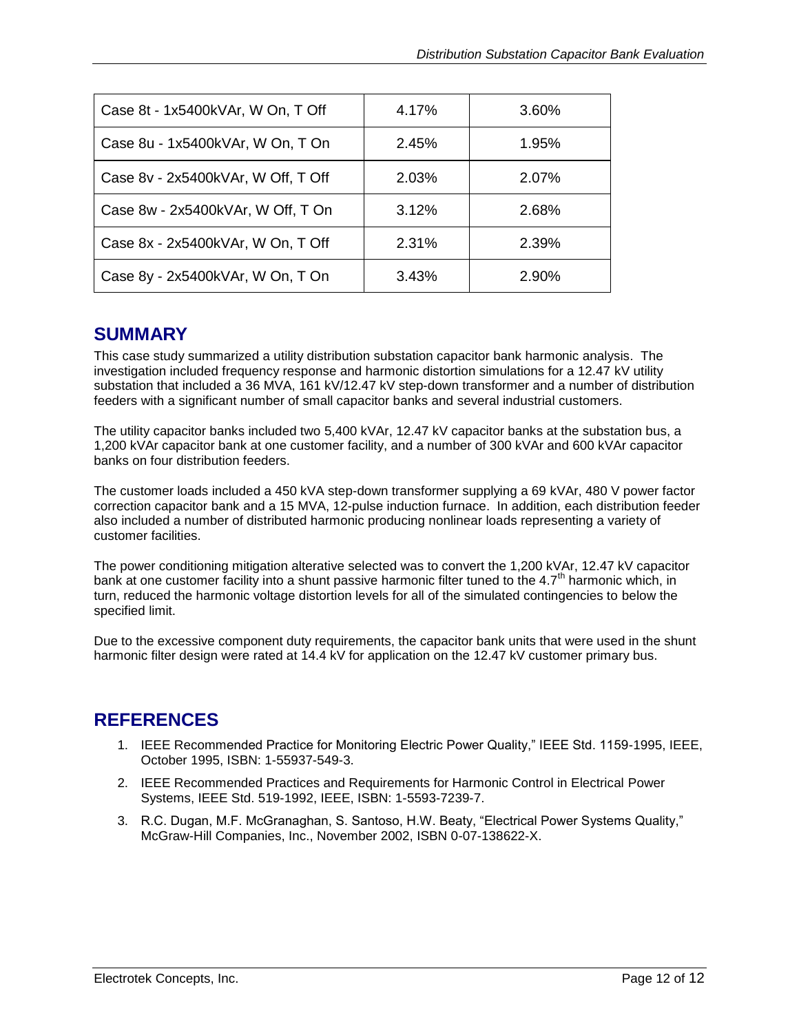| | | |
|---|---|---|
| Case 8t - 1x5400kVAr, W On, T Off | 4.17% | 3.60% |
| Case 8u - 1x5400kVAr, W On, T On | 2.45% | 1.95% |
| Case 8v - 2x5400kVAr, W Off, T Off | 2.03% | 2.07% |
| Case 8w - 2x5400kVAr, W Off, T On | 3.12% | 2.68% |
| Case 8x - 2x5400kVAr, W On, T Off | 2.31% | 2.39% |
| Case 8y - 2x5400kVAr, W On, T On | 3.43% | 2.90% |

## SUMMARY

This case study summarized a utility distribution substation capacitor bank harmonic analysis. The investigation included frequency response and harmonic distortion simulations for a 12.47 kV utility substation that included a 36 MVA, 161 kV/12.47 kV step-down transformer and a number of distribution feeders with a significant number of small capacitor banks and several industrial customers.

The utility capacitor banks included two 5,400 kVAr, 12.47 kV capacitor banks at the substation bus, a 1,200 kVAr capacitor bank at one customer facility, and a number of 300 kVAr and 600 kVAr capacitor banks on four distribution feeders.

The customer loads included a 450 kVA step-down transformer supplying a 69 kVAr, 480 V power factor correction capacitor bank and a 15 MVA, 12-pulse induction furnace. In addition, each distribution feeder also included a number of distributed harmonic producing nonlinear loads representing a variety of customer facilities.

The power conditioning mitigation alterative selected was to convert the 1,200 kVAr, 12.47 kV capacitor bank at one customer facility into a shunt passive harmonic filter tuned to the 4.7$^{th}$ harmonic which, in turn, reduced the harmonic voltage distortion levels for all of the simulated contingencies to below the specified limit.

Due to the excessive component duty requirements, the capacitor bank units that were used in the shunt harmonic filter design were rated at 14.4 kV for application on the 12.47 kV customer primary bus.

## REFERENCES

1. IEEE Recommended Practice for Monitoring Electric Power Quality," IEEE Std. 1159-1995, IEEE, October 1995, ISBN: 1-55937-549-3.
2. IEEE Recommended Practices and Requirements for Harmonic Control in Electrical Power Systems, IEEE Std. 519-1992, IEEE, ISBN: 1-5593-7239-7.
3. R.C. Dugan, M.F. McGranaghan, S. Santoso, H.W. Beaty, "Electrical Power Systems Quality," McGraw-Hill Companies, Inc., November 2002, ISBN 0-07-138622-X.